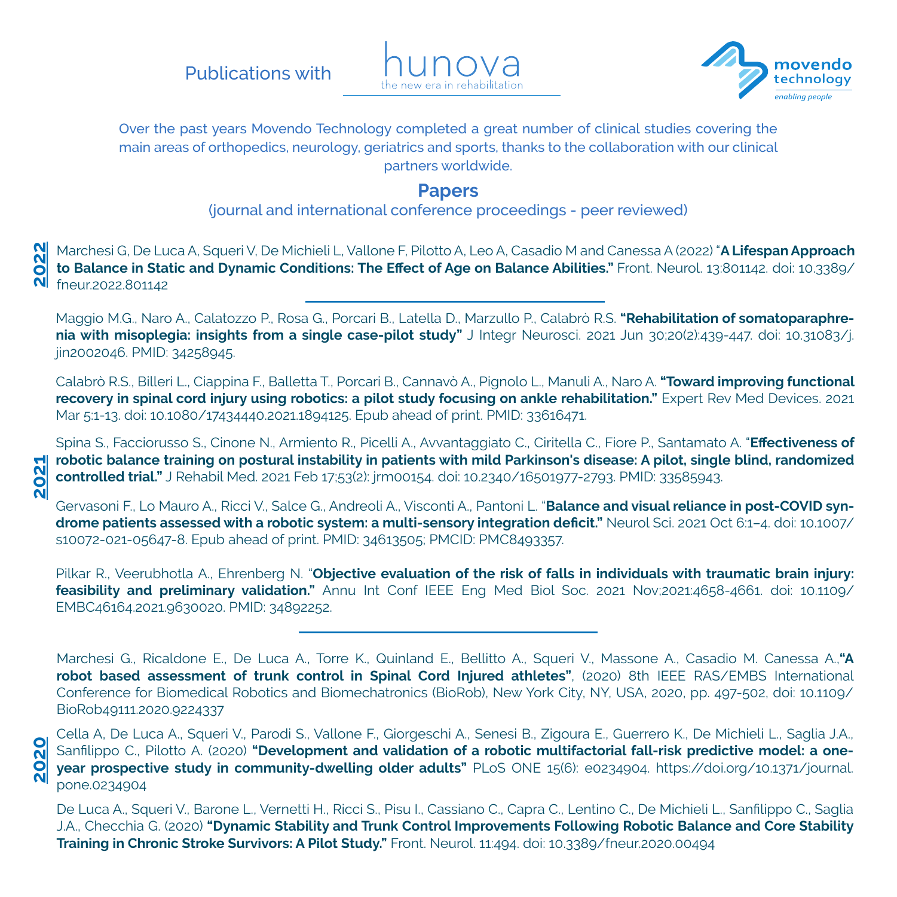Publications with **hunova** the new era in rehabilitation

**movendo technology** *enabling people*

Over the past years Movendo Technology completed a great number of clinical studies covering the main areas of orthopedics, neurology, geriatrics and sports, thanks to the collaboration with our clinical partners worldwide.

## Papers

(journal and international conference proceedings - peer reviewed)

### 2022

Marchesi G, De Luca A, Squeri V, De Michieli L, Vallone F, Pilotto A, Leo A, Casadio M and Canessa A (2022) "**A Lifespan Approach to Balance in Static and Dynamic Conditions: The Effect of Age on Balance Abilities.**" Front. Neurol. 13:801142. doi: 10.3389/fneur.2022.801142

---

### 2021

Maggio M.G., Naro A., Calatozzo P., Rosa G., Porcari B., Latella D., Marzullo P., Calabrò R.S. **"Rehabilitation of somatoparaphrenia with misoplegia: insights from a single case-pilot study"** J Integr Neurosci. 2021 Jun 30;20(2):439-447. doi: 10.31083/j.jin2002046. PMID: 34258945.

Calabrò R.S., Billeri L., Ciappina F., Balletta T., Porcari B., Cannavò A., Pignolo L., Manuli A., Naro A. **"Toward improving functional recovery in spinal cord injury using robotics: a pilot study focusing on ankle rehabilitation."** Expert Rev Med Devices. 2021 Mar 5:1-13. doi: 10.1080/17434440.2021.1894125. Epub ahead of print. PMID: 33616471.

Spina S., Facciorusso S., Cinone N., Armiento R., Picelli A., Avvantaggiato C., Ciritella C., Fiore P., Santamato A. "**Effectiveness of robotic balance training on postural instability in patients with mild Parkinson's disease: A pilot, single blind, randomized controlled trial.**" J Rehabil Med. 2021 Feb 17;53(2): jrm00154. doi: 10.2340/16501977-2793. PMID: 33585943.

Gervasoni F., Lo Mauro A., Ricci V., Salce G., Andreoli A., Visconti A., Pantoni L. "**Balance and visual reliance in post-COVID syndrome patients assessed with a robotic system: a multi-sensory integration deficit.**" Neurol Sci. 2021 Oct 6:1–4. doi: 10.1007/s10072-021-05647-8. Epub ahead of print. PMID: 34613505; PMCID: PMC8493357.

Pilkar R., Veerubhotla A., Ehrenberg N. "**Objective evaluation of the risk of falls in individuals with traumatic brain injury: feasibility and preliminary validation.**" Annu Int Conf IEEE Eng Med Biol Soc. 2021 Nov;2021:4658-4661. doi: 10.1109/EMBC46164.2021.9630020. PMID: 34892252.

---

### 2020

Marchesi G., Ricaldone E., De Luca A., Torre K., Quinland E., Bellitto A., Squeri V., Massone A., Casadio M. Canessa A.,**"A robot based assessment of trunk control in Spinal Cord Injured athletes"**, (2020) 8th IEEE RAS/EMBS International Conference for Biomedical Robotics and Biomechatronics (BioRob), New York City, NY, USA, 2020, pp. 497-502, doi: 10.1109/BioRob49111.2020.9224337

Cella A, De Luca A., Squeri V., Parodi S., Vallone F., Giorgeschi A., Senesi B., Zigoura E., Guerrero K., De Michieli L., Saglia J.A., Sanfilippo C., Pilotto A. (2020) **"Development and validation of a robotic multifactorial fall-risk predictive model: a one-year prospective study in community-dwelling older adults"** PLoS ONE 15(6): e0234904. https://doi.org/10.1371/journal.pone.0234904

De Luca A., Squeri V., Barone L., Vernetti H., Ricci S., Pisu I., Cassiano C., Capra C., Lentino C., De Michieli L., Sanfilippo C., Saglia J.A., Checchia G. (2020) **"Dynamic Stability and Trunk Control Improvements Following Robotic Balance and Core Stability Training in Chronic Stroke Survivors: A Pilot Study."** Front. Neurol. 11:494. doi: 10.3389/fneur.2020.00494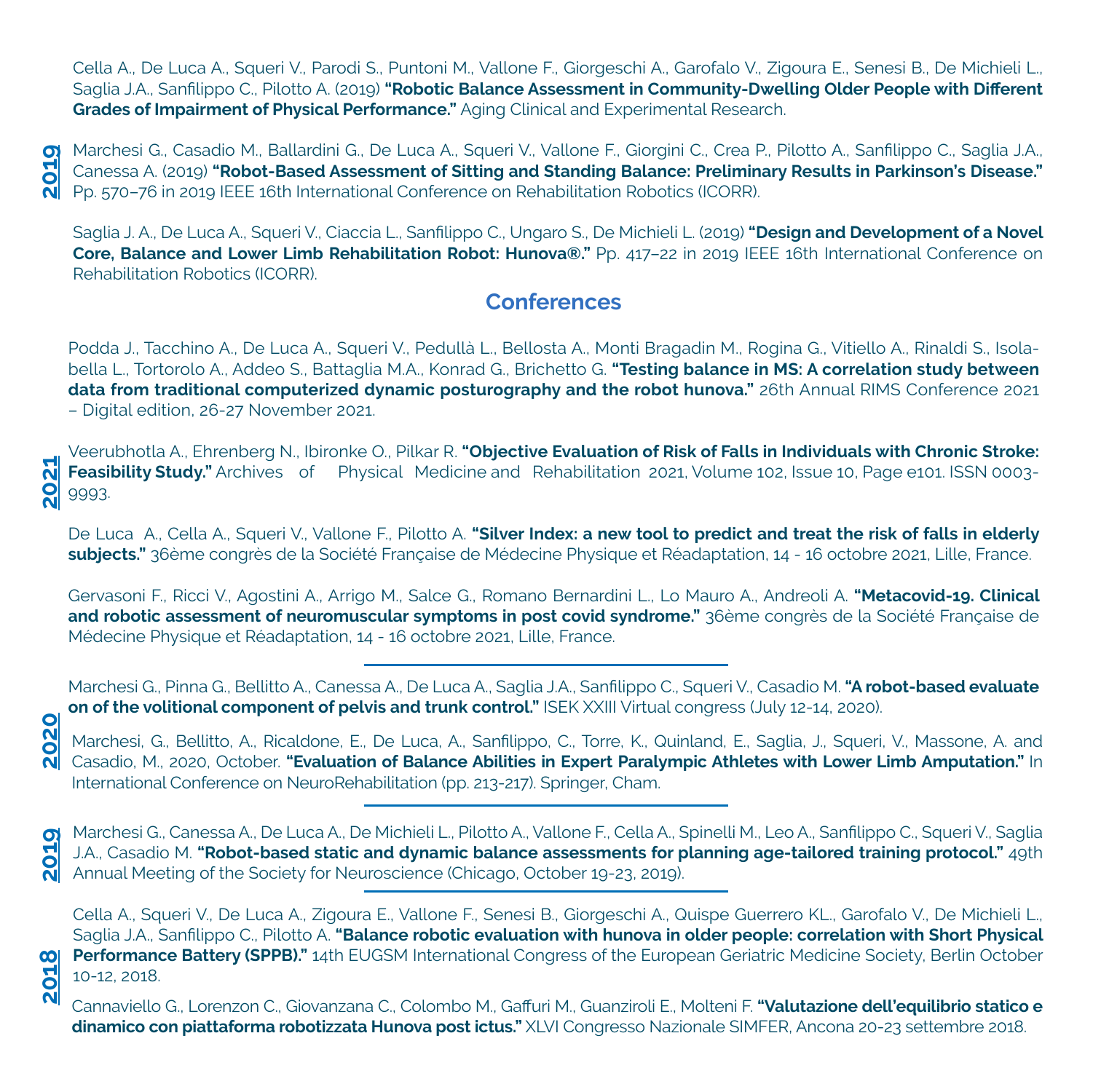Cella A., De Luca A., Squeri V., Parodi S., Puntoni M., Vallone F., Giorgeschi A., Garofalo V., Zigoura E., Senesi B., De Michieli L., Saglia J.A., Sanfilippo C., Pilotto A. (2019) **"Robotic Balance Assessment in Community-Dwelling Older People with Different Grades of Impairment of Physical Performance."** Aging Clinical and Experimental Research.

**2019**

Marchesi G., Casadio M., Ballardini G., De Luca A., Squeri V., Vallone F., Giorgini C., Crea P., Pilotto A., Sanfilippo C., Saglia J.A., Canessa A. (2019) **"Robot-Based Assessment of Sitting and Standing Balance: Preliminary Results in Parkinson's Disease."** Pp. 570–76 in 2019 IEEE 16th International Conference on Rehabilitation Robotics (ICORR).

Saglia J. A., De Luca A., Squeri V., Ciaccia L., Sanfilippo C., Ungaro S., De Michieli L. (2019) **"Design and Development of a Novel Core, Balance and Lower Limb Rehabilitation Robot: Hunova®."** Pp. 417–22 in 2019 IEEE 16th International Conference on Rehabilitation Robotics (ICORR).

## Conferences

**2021**

Podda J., Tacchino A., De Luca A., Squeri V., Pedullà L., Bellosta A., Monti Bragadin M., Rogina G., Vitiello A., Rinaldi S., Isolabella L., Tortorolo A., Addeo S., Battaglia M.A., Konrad G., Brichetto G. **"Testing balance in MS: A correlation study between data from traditional computerized dynamic posturography and the robot hunova."** 26th Annual RIMS Conference 2021 – Digital edition, 26-27 November 2021.

Veerubhotla A., Ehrenberg N., Ibironke O., Pilkar R. **"Objective Evaluation of Risk of Falls in Individuals with Chronic Stroke: Feasibility Study."** Archives of Physical Medicine and Rehabilitation 2021, Volume 102, Issue 10, Page e101. ISSN 0003-9993.

De Luca A., Cella A., Squeri V., Vallone F., Pilotto A. **"Silver Index: a new tool to predict and treat the risk of falls in elderly subjects."** 36ème congrès de la Société Française de Médecine Physique et Réadaptation, 14 - 16 octobre 2021, Lille, France.

Gervasoni F., Ricci V., Agostini A., Arrigo M., Salce G., Romano Bernardini L., Lo Mauro A., Andreoli A. **"Metacovid-19. Clinical and robotic assessment of neuromuscular symptoms in post covid syndrome."** 36ème congrès de la Société Française de Médecine Physique et Réadaptation, 14 - 16 octobre 2021, Lille, France.

**2020**

Marchesi G., Pinna G., Bellitto A., Canessa A., De Luca A., Saglia J.A., Sanfilippo C., Squeri V., Casadio M. **"A robot-based evaluate on of the volitional component of pelvis and trunk control."** ISEK XXIII Virtual congress (July 12-14, 2020).

Marchesi, G., Bellitto, A., Ricaldone, E., De Luca, A., Sanfilippo, C., Torre, K., Quinland, E., Saglia, J., Squeri, V., Massone, A. and Casadio, M., 2020, October. **"Evaluation of Balance Abilities in Expert Paralympic Athletes with Lower Limb Amputation."** In International Conference on NeuroRehabilitation (pp. 213-217). Springer, Cham.

**2019**

Marchesi G., Canessa A., De Luca A., De Michieli L., Pilotto A., Vallone F., Cella A., Spinelli M., Leo A., Sanfilippo C., Squeri V., Saglia J.A., Casadio M. **"Robot-based static and dynamic balance assessments for planning age-tailored training protocol."** 49th Annual Meeting of the Society for Neuroscience (Chicago, October 19-23, 2019).

**2018**

Cella A., Squeri V., De Luca A., Zigoura E., Vallone F., Senesi B., Giorgeschi A., Quispe Guerrero KL., Garofalo V., De Michieli L., Saglia J.A., Sanfilippo C., Pilotto A. **"Balance robotic evaluation with hunova in older people: correlation with Short Physical Performance Battery (SPPB)."** 14th EUGSM International Congress of the European Geriatric Medicine Society, Berlin October 10-12, 2018.

Cannaviello G., Lorenzon C., Giovanzana C., Colombo M., Gaffuri M., Guanziroli E., Molteni F. **"Valutazione dell'equilibrio statico e dinamico con piattaforma robotizzata Hunova post ictus."** XLVI Congresso Nazionale SIMFER, Ancona 20-23 settembre 2018.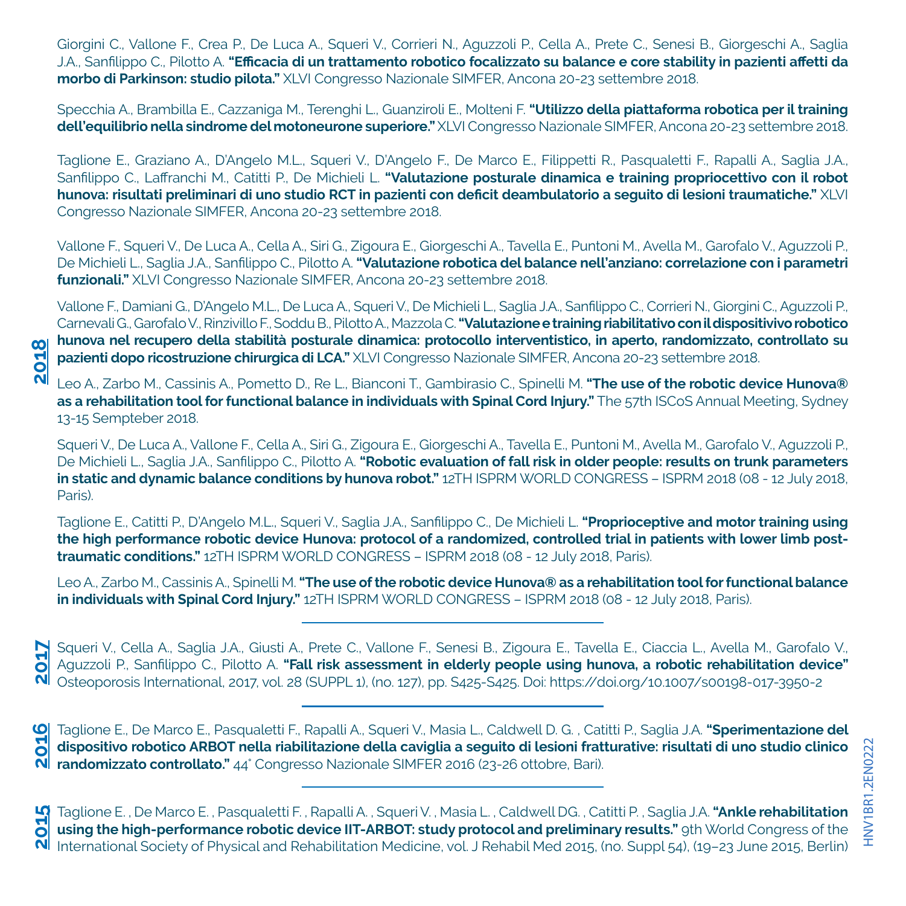Giorgini C., Vallone F., Crea P., De Luca A., Squeri V., Corrieri N., Aguzzoli P., Cella A., Prete C., Senesi B., Giorgeschi A., Saglia J.A., Sanfilippo C., Pilotto A. **"Efficacia di un trattamento robotico focalizzato su balance e core stability in pazienti affetti da morbo di Parkinson: studio pilota."** XLVI Congresso Nazionale SIMFER, Ancona 20-23 settembre 2018.

Specchia A., Brambilla E., Cazzaniga M., Terenghi L., Guanziroli E., Molteni F. **"Utilizzo della piattaforma robotica per il training dell'equilibrio nella sindrome del motoneurone superiore."** XLVI Congresso Nazionale SIMFER, Ancona 20-23 settembre 2018.

Taglione E., Graziano A., D'Angelo M.L., Squeri V., D'Angelo F., De Marco E., Filippetti R., Pasqualetti F., Rapalli A., Saglia J.A., Sanfilippo C., Laffranchi M., Catitti P., De Michieli L. **"Valutazione posturale dinamica e training propriocettivo con il robot hunova: risultati preliminari di uno studio RCT in pazienti con deficit deambulatorio a seguito di lesioni traumatiche."** XLVI Congresso Nazionale SIMFER, Ancona 20-23 settembre 2018.

Vallone F., Squeri V., De Luca A., Cella A., Siri G., Zigoura E., Giorgeschi A., Tavella E., Puntoni M., Avella M., Garofalo V., Aguzzoli P., De Michieli L., Saglia J.A., Sanfilippo C., Pilotto A. **"Valutazione robotica del balance nell'anziano: correlazione con i parametri funzionali."** XLVI Congresso Nazionale SIMFER, Ancona 20-23 settembre 2018.

## 2018

Vallone F., Damiani G., D'Angelo M.L., De Luca A., Squeri V., De Michieli L., Saglia J.A., Sanfilippo C., Corrieri N., Giorgini C., Aguzzoli P., Carnevali G., Garofalo V., Rinzivillo F., Soddu B., Pilotto A., Mazzola C. **"Valutazione e training riabilitativo con il dispositivo robotico hunova nel recupero della stabilità posturale dinamica: protocollo interventistico, in aperto, randomizzato, controllato su pazienti dopo ricostruzione chirurgica di LCA."** XLVI Congresso Nazionale SIMFER, Ancona 20-23 settembre 2018.

Leo A., Zarbo M., Cassinis A., Pometto D., Re L., Bianconi T., Gambirasio C., Spinelli M. **"The use of the robotic device Hunova® as a rehabilitation tool for functional balance in individuals with Spinal Cord Injury."** The 57th ISCoS Annual Meeting, Sydney 13-15 Sempteber 2018.

Squeri V., De Luca A., Vallone F., Cella A., Siri G., Zigoura E., Giorgeschi A., Tavella E., Puntoni M., Avella M., Garofalo V., Aguzzoli P., De Michieli L., Saglia J.A., Sanfilippo C., Pilotto A. **"Robotic evaluation of fall risk in older people: results on trunk parameters in static and dynamic balance conditions by hunova robot."** 12TH ISPRM WORLD CONGRESS – ISPRM 2018 (08 - 12 July 2018, Paris).

Taglione E., Catitti P., D'Angelo M.L., Squeri V., Saglia J.A., Sanfilippo C., De Michieli L. **"Proprioceptive and motor training using the high performance robotic device Hunova: protocol of a randomized, controlled trial in patients with lower limb post-traumatic conditions."** 12TH ISPRM WORLD CONGRESS – ISPRM 2018 (08 - 12 July 2018, Paris).

Leo A., Zarbo M., Cassinis A., Spinelli M. **"The use of the robotic device Hunova® as a rehabilitation tool for functional balance in individuals with Spinal Cord Injury."** 12TH ISPRM WORLD CONGRESS – ISPRM 2018 (08 - 12 July 2018, Paris).

---

## 2017

Squeri V., Cella A., Saglia J.A., Giusti A., Prete C., Vallone F., Senesi B., Zigoura E., Tavella E., Ciaccia L., Avella M., Garofalo V., Aguzzoli P., Sanfilippo C., Pilotto A. **"Fall risk assessment in elderly people using hunova, a robotic rehabilitation device"** Osteoporosis International, 2017, vol. 28 (SUPPL 1), (no. 127), pp. S425-S425. Doi: https://doi.org/10.1007/s00198-017-3950-2

---

## 2016

Taglione E., De Marco E., Pasqualetti F., Rapalli A., Squeri V., Masia L., Caldwell D. G. , Catitti P., Saglia J.A. **"Sperimentazione del dispositivo robotico ARBOT nella riabilitazione della caviglia a seguito di lesioni fratturative: risultati di uno studio clinico randomizzato controllato."** 44° Congresso Nazionale SIMFER 2016 (23-26 ottobre, Bari).

---

## 2015

Taglione E. , De Marco E. , Pasqualetti F. , Rapalli A. , Squeri V. , Masia L. , Caldwell DG. , Catitti P. , Saglia J.A. **"Ankle rehabilitation using the high-performance robotic device IIT-ARBOT: study protocol and preliminary results."** 9th World Congress of the International Society of Physical and Rehabilitation Medicine, vol. J Rehabil Med 2015, (no. Suppl 54), (19–23 June 2015, Berlin)

HNV1BR1.2EN0222